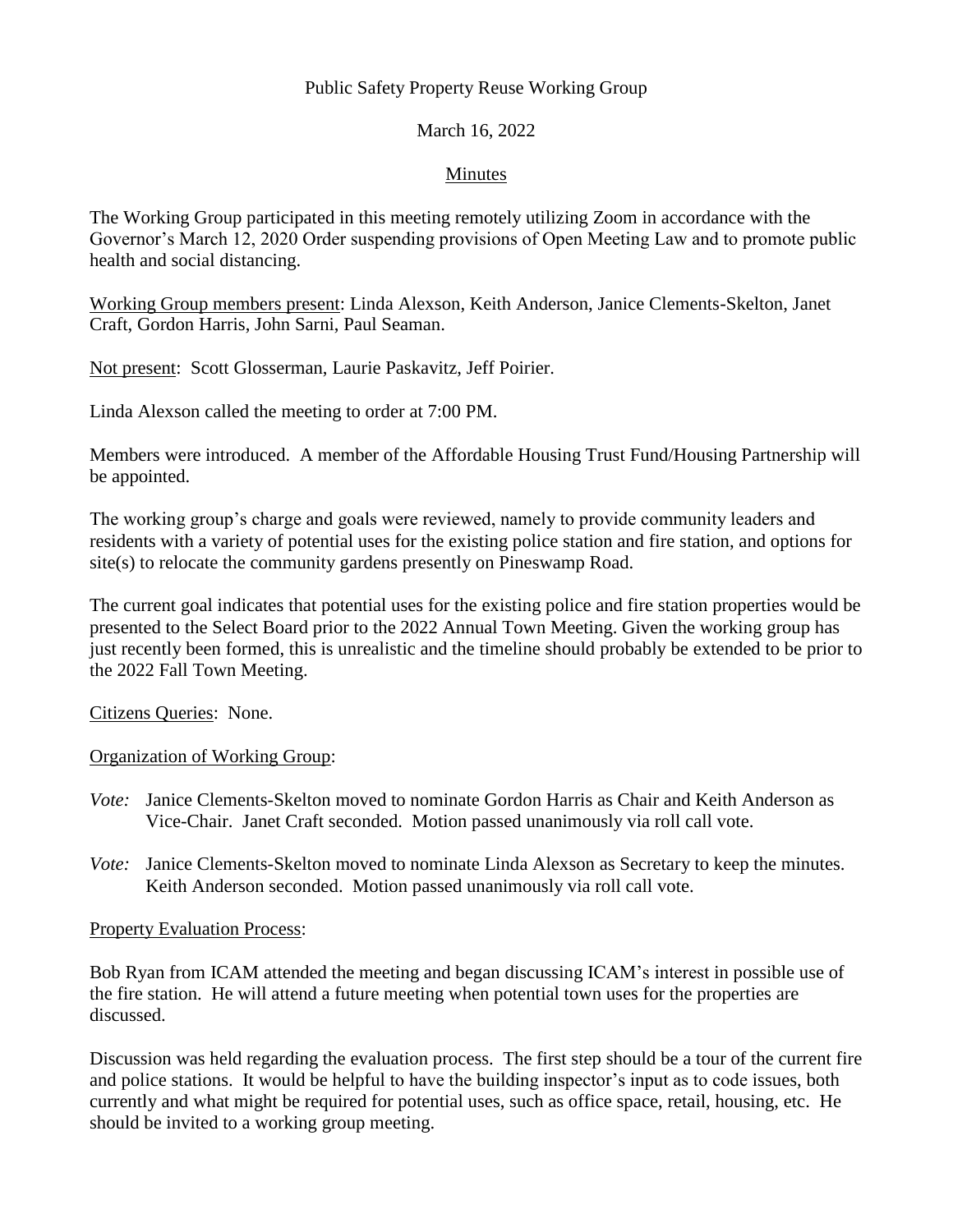Public Safety Property Reuse Working Group

March 16, 2022

Minutes

The Working Group participated in this meeting remotely utilizing Zoom in accordance with the Governor's March 12, 2020 Order suspending provisions of Open Meeting Law and to promote public health and social distancing.

Working Group members present: Linda Alexson, Keith Anderson, Janice Clements-Skelton, Janet Craft, Gordon Harris, John Sarni, Paul Seaman.

Not present: Scott Glosserman, Laurie Paskavitz, Jeff Poirier.

Linda Alexson called the meeting to order at 7:00 PM.

Members were introduced. A member of the Affordable Housing Trust Fund/Housing Partnership will be appointed.

The working group's charge and goals were reviewed, namely to provide community leaders and residents with a variety of potential uses for the existing police station and fire station, and options for site(s) to relocate the community gardens presently on Pineswamp Road.

The current goal indicates that potential uses for the existing police and fire station properties would be presented to the Select Board prior to the 2022 Annual Town Meeting. Given the working group has just recently been formed, this is unrealistic and the timeline should probably be extended to be prior to the 2022 Fall Town Meeting.

Citizens Queries: None.

Organization of Working Group:

*Vote:* Janice Clements-Skelton moved to nominate Gordon Harris as Chair and Keith Anderson as Vice-Chair. Janet Craft seconded. Motion passed unanimously via roll call vote.

*Vote:* Janice Clements-Skelton moved to nominate Linda Alexson as Secretary to keep the minutes. Keith Anderson seconded. Motion passed unanimously via roll call vote.

Property Evaluation Process:

Bob Ryan from ICAM attended the meeting and began discussing ICAM's interest in possible use of the fire station. He will attend a future meeting when potential town uses for the properties are discussed.

Discussion was held regarding the evaluation process. The first step should be a tour of the current fire and police stations. It would be helpful to have the building inspector's input as to code issues, both currently and what might be required for potential uses, such as office space, retail, housing, etc. He should be invited to a working group meeting.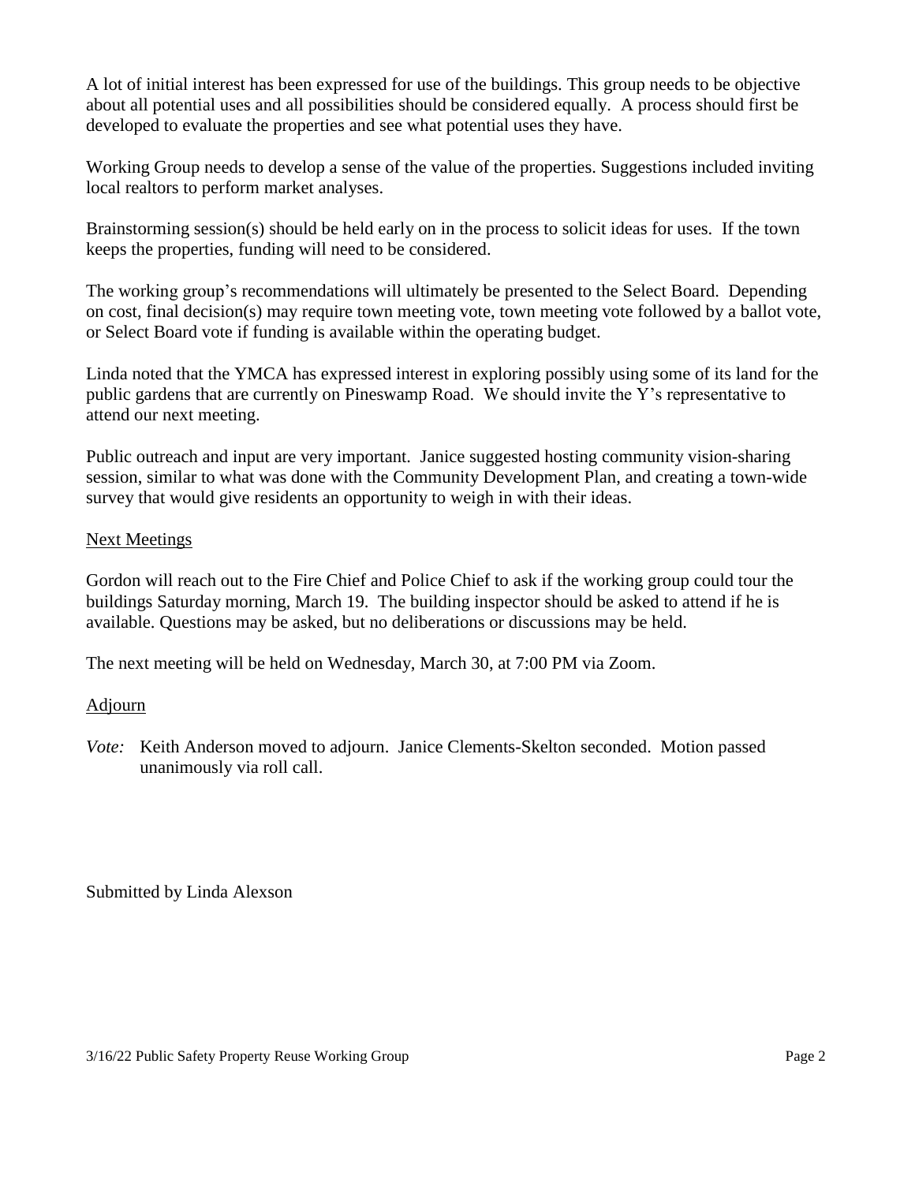A lot of initial interest has been expressed for use of the buildings. This group needs to be objective about all potential uses and all possibilities should be considered equally. A process should first be developed to evaluate the properties and see what potential uses they have.

Working Group needs to develop a sense of the value of the properties. Suggestions included inviting local realtors to perform market analyses.

Brainstorming session(s) should be held early on in the process to solicit ideas for uses. If the town keeps the properties, funding will need to be considered.

The working group's recommendations will ultimately be presented to the Select Board. Depending on cost, final decision(s) may require town meeting vote, town meeting vote followed by a ballot vote, or Select Board vote if funding is available within the operating budget.

Linda noted that the YMCA has expressed interest in exploring possibly using some of its land for the public gardens that are currently on Pineswamp Road. We should invite the Y's representative to attend our next meeting.

Public outreach and input are very important. Janice suggested hosting community vision-sharing session, similar to what was done with the Community Development Plan, and creating a town-wide survey that would give residents an opportunity to weigh in with their ideas.

## Next Meetings

Gordon will reach out to the Fire Chief and Police Chief to ask if the working group could tour the buildings Saturday morning, March 19. The building inspector should be asked to attend if he is available. Questions may be asked, but no deliberations or discussions may be held.

The next meeting will be held on Wednesday, March 30, at 7:00 PM via Zoom.

## Adjourn

*Vote:* Keith Anderson moved to adjourn. Janice Clements-Skelton seconded. Motion passed unanimously via roll call.

Submitted by Linda Alexson